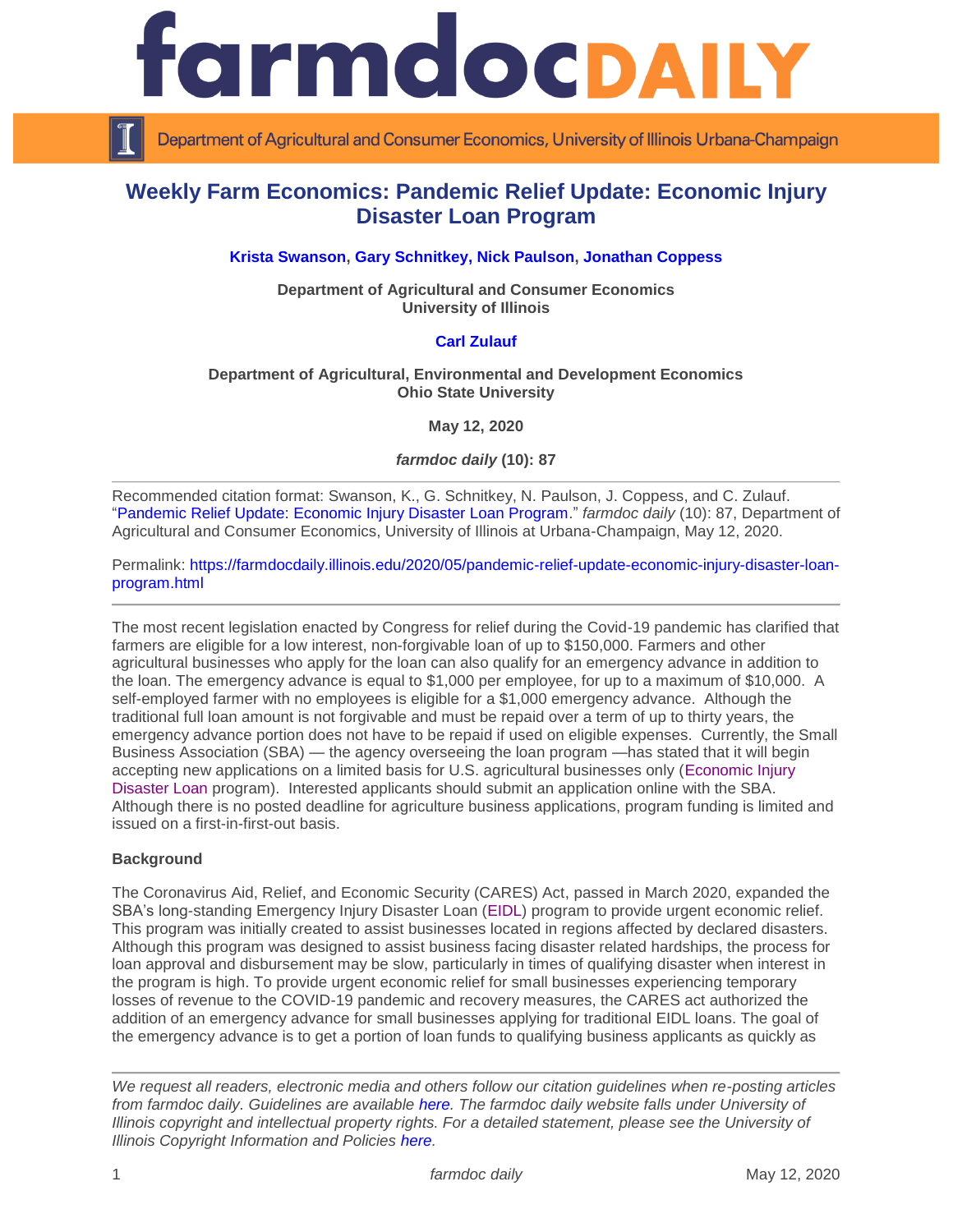# farmdoc DAILY

Department of Agricultural and Consumer Economics, University of Illinois Urbana-Champaign

## Weekly Farm Economics: Pandemic Relief Update: Economic Injury Disaster Loan Program

**Krista Swanson, Gary Schnitkey, Nick Paulson, Jonathan Coppess**

**Department of Agricultural and Consumer Economics**
**University of Illinois**

**Carl Zulauf**

**Department of Agricultural, Environmental and Development Economics**
**Ohio State University**

**May 12, 2020**

***farmdoc daily* (10): 87**

---

Recommended citation format: Swanson, K., G. Schnitkey, N. Paulson, J. Coppess, and C. Zulauf. "Pandemic Relief Update: Economic Injury Disaster Loan Program." *farmdoc daily* (10): 87, Department of Agricultural and Consumer Economics, University of Illinois at Urbana-Champaign, May 12, 2020.

Permalink: https://farmdocdaily.illinois.edu/2020/05/pandemic-relief-update-economic-injury-disaster-loan-program.html

---

The most recent legislation enacted by Congress for relief during the Covid-19 pandemic has clarified that farmers are eligible for a low interest, non-forgivable loan of up to $150,000. Farmers and other agricultural businesses who apply for the loan can also qualify for an emergency advance in addition to the loan. The emergency advance is equal to $1,000 per employee, for up to a maximum of $10,000. A self-employed farmer with no employees is eligible for a $1,000 emergency advance. Although the traditional full loan amount is not forgivable and must be repaid over a term of up to thirty years, the emergency advance portion does not have to be repaid if used on eligible expenses. Currently, the Small Business Association (SBA) — the agency overseeing the loan program —has stated that it will begin accepting new applications on a limited basis for U.S. agricultural businesses only (Economic Injury Disaster Loan program). Interested applicants should submit an application online with the SBA. Although there is no posted deadline for agriculture business applications, program funding is limited and issued on a first-in-first-out basis.

**Background**

The Coronavirus Aid, Relief, and Economic Security (CARES) Act, passed in March 2020, expanded the SBA's long-standing Emergency Injury Disaster Loan (EIDL) program to provide urgent economic relief. This program was initially created to assist businesses located in regions affected by declared disasters. Although this program was designed to assist businesses facing disaster related hardships, the process for loan approval and disbursement may be slow, particularly in times of qualifying disaster when interest in the program is high. To provide urgent economic relief for small businesses experiencing temporary losses of revenue to the COVID-19 pandemic and recovery measures, the CARES act authorized the addition of an emergency advance for small businesses applying for traditional EIDL loans. The goal of the emergency advance is to get a portion of loan funds to qualifying business applicants as quickly as

---

*We request all readers, electronic media and others follow our citation guidelines when re-posting articles from farmdoc daily. Guidelines are available here. The farmdoc daily website falls under University of Illinois copyright and intellectual property rights. For a detailed statement, please see the University of Illinois Copyright Information and Policies here.*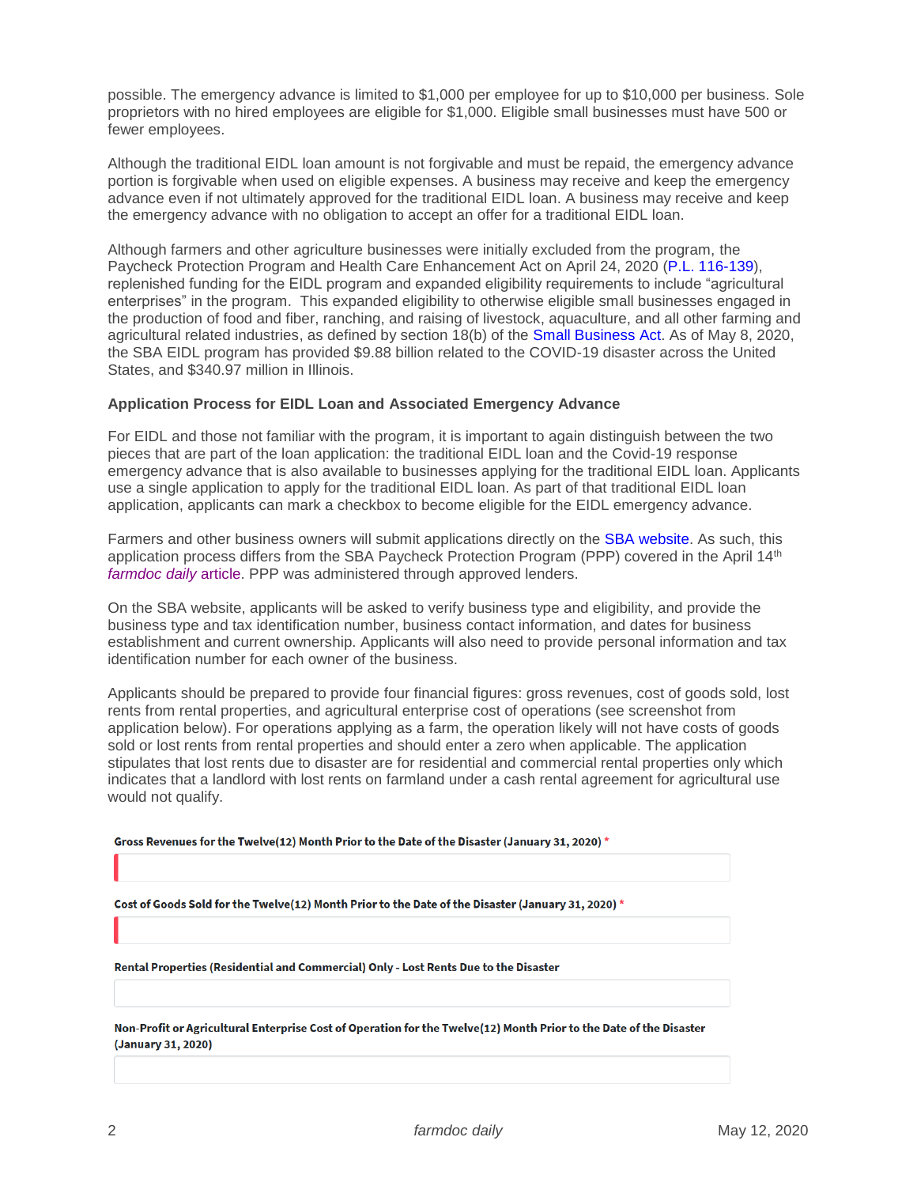possible. The emergency advance is limited to $1,000 per employee for up to $10,000 per business. Sole proprietors with no hired employees are eligible for $1,000. Eligible small businesses must have 500 or fewer employees.

Although the traditional EIDL loan amount is not forgivable and must be repaid, the emergency advance portion is forgivable when used on eligible expenses. A business may receive and keep the emergency advance even if not ultimately approved for the traditional EIDL loan. A business may receive and keep the emergency advance with no obligation to accept an offer for a traditional EIDL loan.

Although farmers and other agriculture businesses were initially excluded from the program, the Paycheck Protection Program and Health Care Enhancement Act on April 24, 2020 (P.L. 116-139), replenished funding for the EIDL program and expanded eligibility requirements to include "agricultural enterprises" in the program. This expanded eligibility to otherwise eligible small businesses engaged in the production of food and fiber, ranching, and raising of livestock, aquaculture, and all other farming and agricultural related industries, as defined by section 18(b) of the Small Business Act. As of May 8, 2020, the SBA EIDL program has provided $9.88 billion related to the COVID-19 disaster across the United States, and $340.97 million in Illinois.

**Application Process for EIDL Loan and Associated Emergency Advance**

For EIDL and those not familiar with the program, it is important to again distinguish between the two pieces that are part of the loan application: the traditional EIDL loan and the Covid-19 response emergency advance that is also available to businesses applying for the traditional EIDL loan. Applicants use a single application to apply for the traditional EIDL loan. As part of that traditional EIDL loan application, applicants can mark a checkbox to become eligible for the EIDL emergency advance.

Farmers and other business owners will submit applications directly on the SBA website. As such, this application process differs from the SBA Paycheck Protection Program (PPP) covered in the April 14th *farmdoc daily* article. PPP was administered through approved lenders.

On the SBA website, applicants will be asked to verify business type and eligibility, and provide the business type and tax identification number, business contact information, and dates for business establishment and current ownership. Applicants will also need to provide personal information and tax identification number for each owner of the business.

Applicants should be prepared to provide four financial figures: gross revenues, cost of goods sold, lost rents from rental properties, and agricultural enterprise cost of operations (see screenshot from application below). For operations applying as a farm, the operation likely will not have costs of goods sold or lost rents from rental properties and should enter a zero when applicable. The application stipulates that lost rents due to disaster are for residential and commercial rental properties only which indicates that a landlord with lost rents on farmland under a cash rental agreement for agricultural use would not qualify.

**Gross Revenues for the Twelve(12) Month Prior to the Date of the Disaster (January 31, 2020) ***

**Cost of Goods Sold for the Twelve(12) Month Prior to the Date of the Disaster (January 31, 2020) ***

**Rental Properties (Residential and Commercial) Only - Lost Rents Due to the Disaster**

**Non-Profit or Agricultural Enterprise Cost of Operation for the Twelve(12) Month Prior to the Date of the Disaster (January 31, 2020)**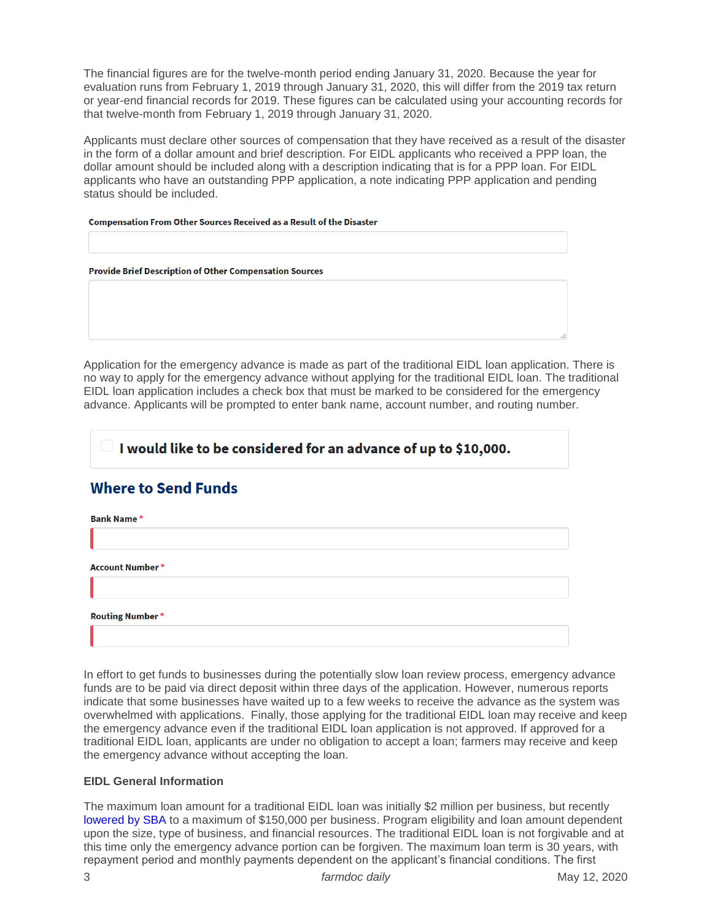The financial figures are for the twelve-month period ending January 31, 2020. Because the year for evaluation runs from February 1, 2019 through January 31, 2020, this will differ from the 2019 tax return or year-end financial records for 2019. These figures can be calculated using your accounting records for that twelve-month from February 1, 2019 through January 31, 2020.

Applicants must declare other sources of compensation that they have received as a result of the disaster in the form of a dollar amount and brief description. For EIDL applicants who received a PPP loan, the dollar amount should be included along with a description indicating that is for a PPP loan. For EIDL applicants who have an outstanding PPP application, a note indicating PPP application and pending status should be included.

**Compensation From Other Sources Received as a Result of the Disaster**

**Provide Brief Description of Other Compensation Sources**

Application for the emergency advance is made as part of the traditional EIDL loan application. There is no way to apply for the emergency advance without applying for the traditional EIDL loan. The traditional EIDL loan application includes a check box that must be marked to be considered for the emergency advance. Applicants will be prompted to enter bank name, account number, and routing number.

☐ **I would like to be considered for an advance of up to $10,000.**

**Where to Send Funds**

**Bank Name** *

**Account Number** *

**Routing Number** *

In effort to get funds to businesses during the potentially slow loan review process, emergency advance funds are to be paid via direct deposit within three days of the application. However, numerous reports indicate that some businesses have waited up to a few weeks to receive the advance as the system was overwhelmed with applications. Finally, those applying for the traditional EIDL loan may receive and keep the emergency advance even if the traditional EIDL loan application is not approved. If approved for a traditional EIDL loan, applicants are under no obligation to accept a loan; farmers may receive and keep the emergency advance without accepting the loan.

### EIDL General Information

The maximum loan amount for a traditional EIDL loan was initially $2 million per business, but recently lowered by SBA to a maximum of $150,000 per business. Program eligibility and loan amount dependent upon the size, type of business, and financial resources. The traditional EIDL loan is not forgivable and at this time only the emergency advance portion can be forgiven. The maximum loan term is 30 years, with repayment period and monthly payments dependent on the applicant's financial conditions. The first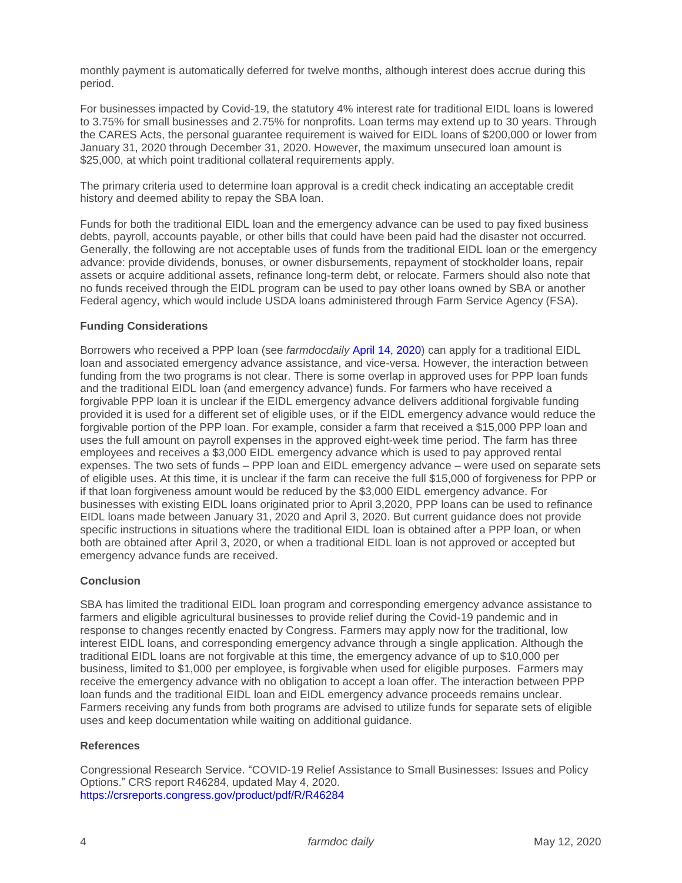monthly payment is automatically deferred for twelve months, although interest does accrue during this period.

For businesses impacted by Covid-19, the statutory 4% interest rate for traditional EIDL loans is lowered to 3.75% for small businesses and 2.75% for nonprofits. Loan terms may extend up to 30 years. Through the CARES Acts, the personal guarantee requirement is waived for EIDL loans of $200,000 or lower from January 31, 2020 through December 31, 2020. However, the maximum unsecured loan amount is $25,000, at which point traditional collateral requirements apply.

The primary criteria used to determine loan approval is a credit check indicating an acceptable credit history and deemed ability to repay the SBA loan.

Funds for both the traditional EIDL loan and the emergency advance can be used to pay fixed business debts, payroll, accounts payable, or other bills that could have been paid had the disaster not occurred. Generally, the following are not acceptable uses of funds from the traditional EIDL loan or the emergency advance: provide dividends, bonuses, or owner disbursements, repayment of stockholder loans, repair assets or acquire additional assets, refinance long-term debt, or relocate. Farmers should also note that no funds received through the EIDL program can be used to pay other loans owned by SBA or another Federal agency, which would include USDA loans administered through Farm Service Agency (FSA).

### Funding Considerations

Borrowers who received a PPP loan (see *farmdocdaily* April 14, 2020) can apply for a traditional EIDL loan and associated emergency advance assistance, and vice-versa. However, the interaction between funding from the two programs is not clear. There is some overlap in approved uses for PPP loan funds and the traditional EIDL loan (and emergency advance) funds. For farmers who have received a forgivable PPP loan it is unclear if the EIDL emergency advance delivers additional forgivable funding provided it is used for a different set of eligible uses, or if the EIDL emergency advance would reduce the forgivable portion of the PPP loan. For example, consider a farm that received a $15,000 PPP loan and uses the full amount on payroll expenses in the approved eight-week time period. The farm has three employees and receives a $3,000 EIDL emergency advance which is used to pay approved rental expenses. The two sets of funds – PPP loan and EIDL emergency advance – were used on separate sets of eligible uses. At this time, it is unclear if the farm can receive the full $15,000 of forgiveness for PPP or if that loan forgiveness amount would be reduced by the $3,000 EIDL emergency advance. For businesses with existing EIDL loans originated prior to April 3,2020, PPP loans can be used to refinance EIDL loans made between January 31, 2020 and April 3, 2020. But current guidance does not provide specific instructions in situations where the traditional EIDL loan is obtained after a PPP loan, or when both are obtained after April 3, 2020, or when a traditional EIDL loan is not approved or accepted but emergency advance funds are received.

### Conclusion

SBA has limited the traditional EIDL loan program and corresponding emergency advance assistance to farmers and eligible agricultural businesses to provide relief during the Covid-19 pandemic and in response to changes recently enacted by Congress. Farmers may apply now for the traditional, low interest EIDL loans, and corresponding emergency advance through a single application. Although the traditional EIDL loans are not forgivable at this time, the emergency advance of up to $10,000 per business, limited to $1,000 per employee, is forgivable when used for eligible purposes. Farmers may receive the emergency advance with no obligation to accept a loan offer. The interaction between PPP loan funds and the traditional EIDL loan and EIDL emergency advance proceeds remains unclear. Farmers receiving any funds from both programs are advised to utilize funds for separate sets of eligible uses and keep documentation while waiting on additional guidance.

### References

Congressional Research Service. "COVID-19 Relief Assistance to Small Businesses: Issues and Policy Options." CRS report R46284, updated May 4, 2020.
https://crsreports.congress.gov/product/pdf/R/R46284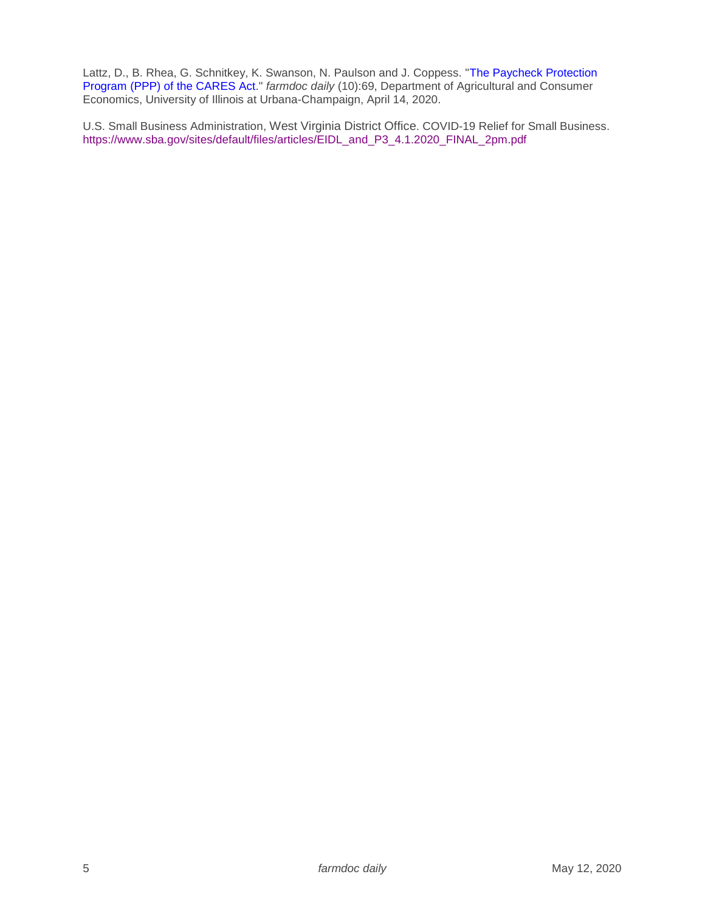Lattz, D., B. Rhea, G. Schnitkey, K. Swanson, N. Paulson and J. Coppess. "The Paycheck Protection Program (PPP) of the CARES Act." *farmdoc daily* (10):69, Department of Agricultural and Consumer Economics, University of Illinois at Urbana-Champaign, April 14, 2020.

U.S. Small Business Administration, West Virginia District Office. COVID-19 Relief for Small Business. https://www.sba.gov/sites/default/files/articles/EIDL_and_P3_4.1.2020_FINAL_2pm.pdf